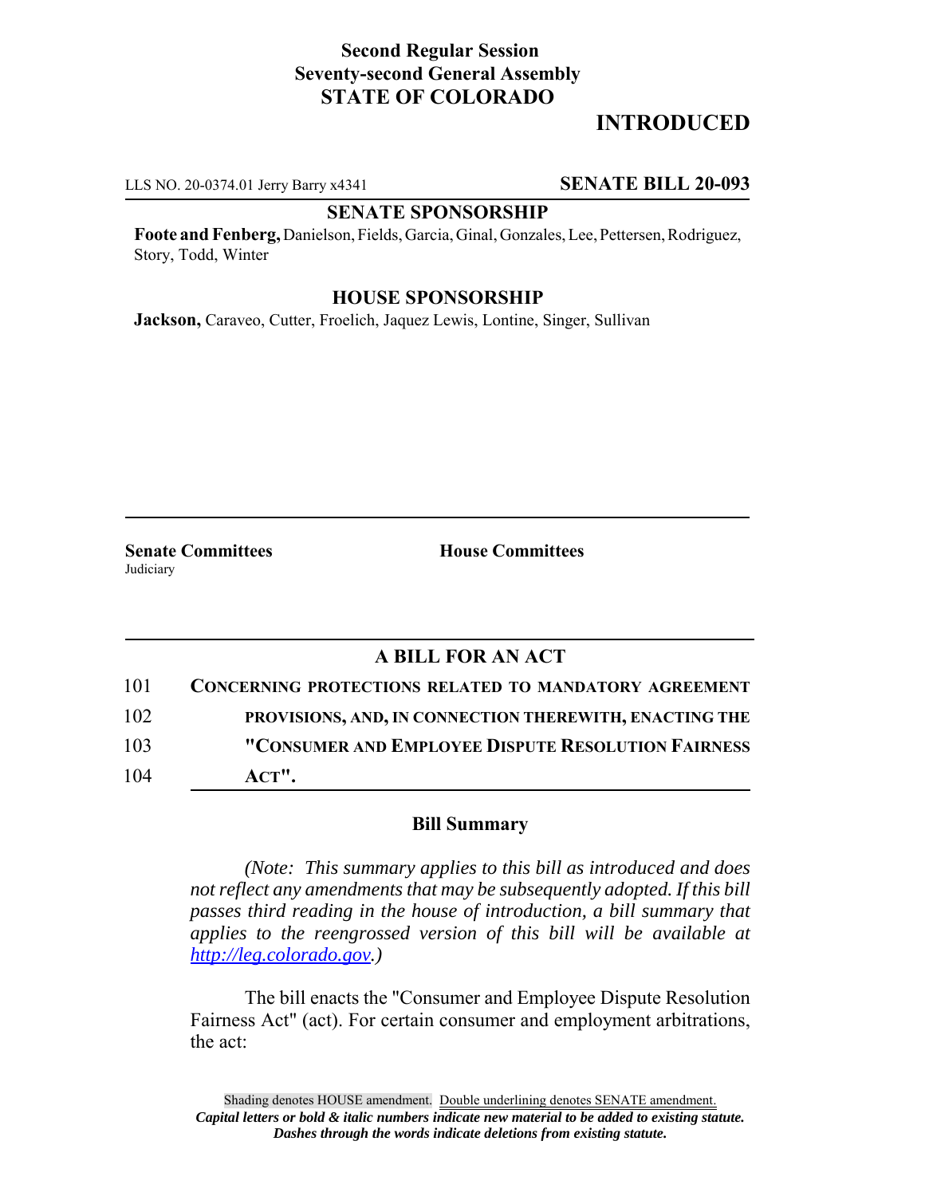**Second Regular Session**
**Seventy-second General Assembly**
**STATE OF COLORADO**

# INTRODUCED

LLS NO. 20-0374.01 Jerry Barry x4341 **SENATE BILL 20-093**

**SENATE SPONSORSHIP**

**Foote and Fenberg,** Danielson, Fields, Garcia, Ginal, Gonzales, Lee, Pettersen, Rodriguez, Story, Todd, Winter

**HOUSE SPONSORSHIP**

**Jackson,** Caraveo, Cutter, Froelich, Jaquez Lewis, Lontine, Singer, Sullivan

**Senate Committees**
Judiciary

**House Committees**

## A BILL FOR AN ACT

101 **CONCERNING PROTECTIONS RELATED TO MANDATORY AGREEMENT**
102 **PROVISIONS, AND, IN CONNECTION THEREWITH, ENACTING THE**
103 **"CONSUMER AND EMPLOYEE DISPUTE RESOLUTION FAIRNESS**
104 **ACT".**

### Bill Summary

*(Note: This summary applies to this bill as introduced and does not reflect any amendments that may be subsequently adopted. If this bill passes third reading in the house of introduction, a bill summary that applies to the reengrossed version of this bill will be available at http://leg.colorado.gov.)*

The bill enacts the "Consumer and Employee Dispute Resolution Fairness Act" (act). For certain consumer and employment arbitrations, the act:

Shading denotes HOUSE amendment. Double underlining denotes SENATE amendment.
*Capital letters or bold & italic numbers indicate new material to be added to existing statute.*
*Dashes through the words indicate deletions from existing statute.*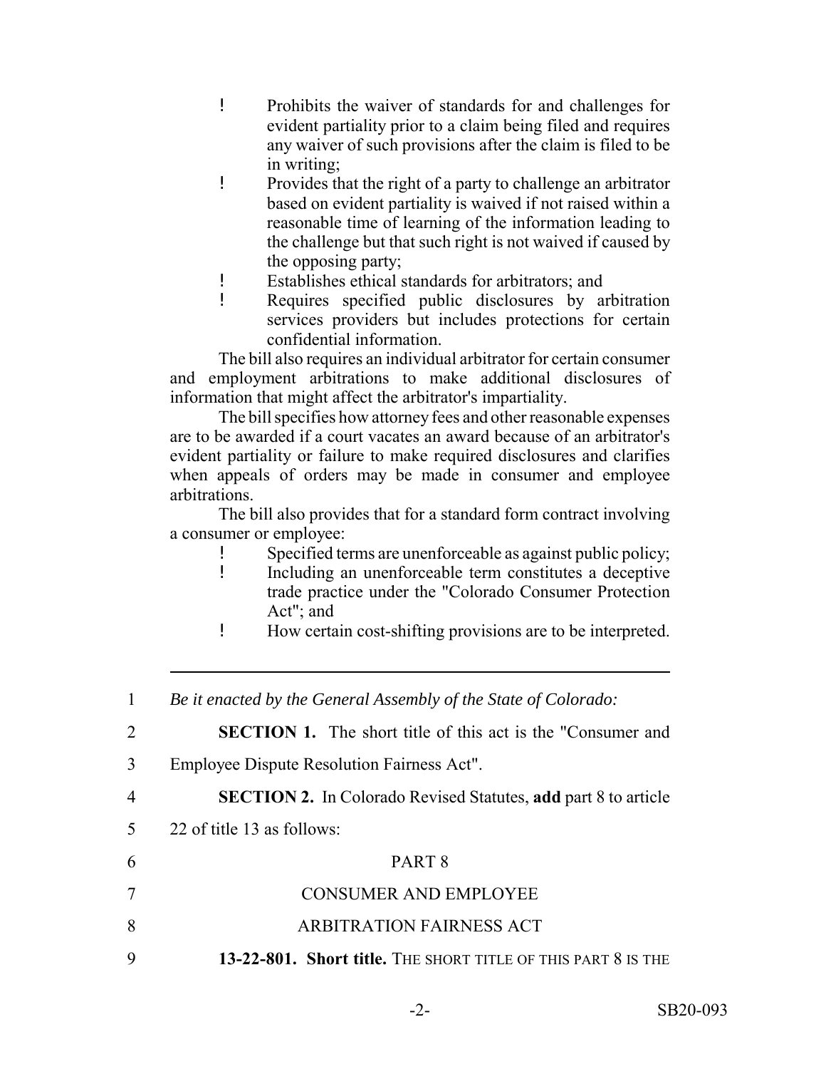- Prohibits the waiver of standards for and challenges for evident partiality prior to a claim being filed and requires any waiver of such provisions after the claim is filed to be in writing;
- Provides that the right of a party to challenge an arbitrator based on evident partiality is waived if not raised within a reasonable time of learning of the information leading to the challenge but that such right is not waived if caused by the opposing party;
- Establishes ethical standards for arbitrators; and
- Requires specified public disclosures by arbitration services providers but includes protections for certain confidential information.

The bill also requires an individual arbitrator for certain consumer and employment arbitrations to make additional disclosures of information that might affect the arbitrator's impartiality.

The bill specifies how attorney fees and other reasonable expenses are to be awarded if a court vacates an award because of an arbitrator's evident partiality or failure to make required disclosures and clarifies when appeals of orders may be made in consumer and employee arbitrations.

The bill also provides that for a standard form contract involving a consumer or employee:

- Specified terms are unenforceable as against public policy;
- Including an unenforceable term constitutes a deceptive trade practice under the "Colorado Consumer Protection Act"; and
- How certain cost-shifting provisions are to be interpreted.

---

1 *Be it enacted by the General Assembly of the State of Colorado:*

2 **SECTION 1.** The short title of this act is the "Consumer and
3 Employee Dispute Resolution Fairness Act".

4 **SECTION 2.** In Colorado Revised Statutes, **add** part 8 to article
5 22 of title 13 as follows:

6 PART 8

7 CONSUMER AND EMPLOYEE

8 ARBITRATION FAIRNESS ACT

9 **13-22-801. Short title.** THE SHORT TITLE OF THIS PART 8 IS THE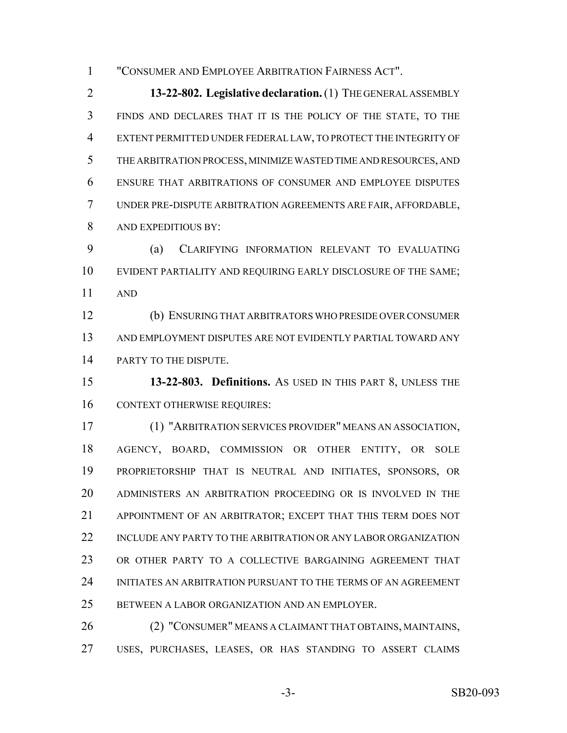"CONSUMER AND EMPLOYEE ARBITRATION FAIRNESS ACT".

**13-22-802. Legislative declaration.** (1) THE GENERAL ASSEMBLY FINDS AND DECLARES THAT IT IS THE POLICY OF THE STATE, TO THE EXTENT PERMITTED UNDER FEDERAL LAW, TO PROTECT THE INTEGRITY OF THE ARBITRATION PROCESS, MINIMIZE WASTED TIME AND RESOURCES, AND ENSURE THAT ARBITRATIONS OF CONSUMER AND EMPLOYEE DISPUTES UNDER PRE-DISPUTE ARBITRATION AGREEMENTS ARE FAIR, AFFORDABLE, AND EXPEDITIOUS BY:

(a) CLARIFYING INFORMATION RELEVANT TO EVALUATING EVIDENT PARTIALITY AND REQUIRING EARLY DISCLOSURE OF THE SAME; AND

(b) ENSURING THAT ARBITRATORS WHO PRESIDE OVER CONSUMER AND EMPLOYMENT DISPUTES ARE NOT EVIDENTLY PARTIAL TOWARD ANY PARTY TO THE DISPUTE.

**13-22-803. Definitions.** AS USED IN THIS PART 8, UNLESS THE CONTEXT OTHERWISE REQUIRES:

(1) "ARBITRATION SERVICES PROVIDER" MEANS AN ASSOCIATION, AGENCY, BOARD, COMMISSION OR OTHER ENTITY, OR SOLE PROPRIETORSHIP THAT IS NEUTRAL AND INITIATES, SPONSORS, OR ADMINISTERS AN ARBITRATION PROCEEDING OR IS INVOLVED IN THE APPOINTMENT OF AN ARBITRATOR; EXCEPT THAT THIS TERM DOES NOT INCLUDE ANY PARTY TO THE ARBITRATION OR ANY LABOR ORGANIZATION OR OTHER PARTY TO A COLLECTIVE BARGAINING AGREEMENT THAT INITIATES AN ARBITRATION PURSUANT TO THE TERMS OF AN AGREEMENT BETWEEN A LABOR ORGANIZATION AND AN EMPLOYER.

(2) "CONSUMER" MEANS A CLAIMANT THAT OBTAINS, MAINTAINS, USES, PURCHASES, LEASES, OR HAS STANDING TO ASSERT CLAIMS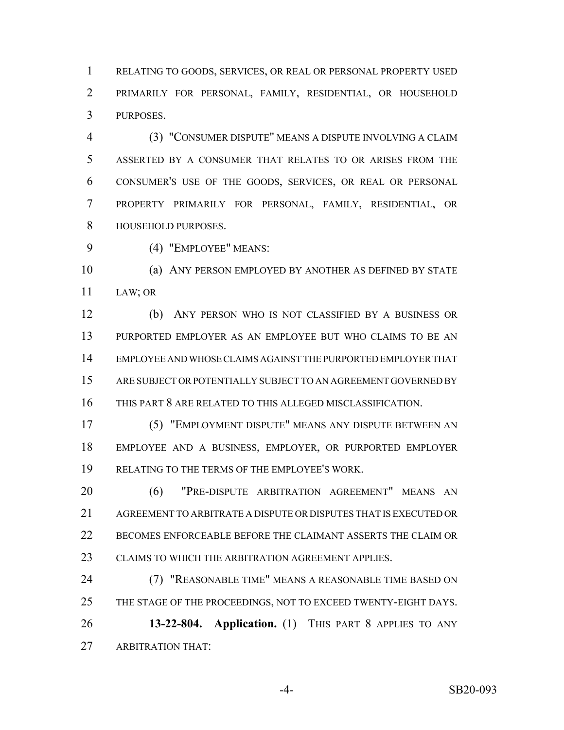RELATING TO GOODS, SERVICES, OR REAL OR PERSONAL PROPERTY USED PRIMARILY FOR PERSONAL, FAMILY, RESIDENTIAL, OR HOUSEHOLD PURPOSES.

(3) "CONSUMER DISPUTE" MEANS A DISPUTE INVOLVING A CLAIM ASSERTED BY A CONSUMER THAT RELATES TO OR ARISES FROM THE CONSUMER'S USE OF THE GOODS, SERVICES, OR REAL OR PERSONAL PROPERTY PRIMARILY FOR PERSONAL, FAMILY, RESIDENTIAL, OR HOUSEHOLD PURPOSES.

(4) "EMPLOYEE" MEANS:

(a) ANY PERSON EMPLOYED BY ANOTHER AS DEFINED BY STATE LAW; OR

(b) ANY PERSON WHO IS NOT CLASSIFIED BY A BUSINESS OR PURPORTED EMPLOYER AS AN EMPLOYEE BUT WHO CLAIMS TO BE AN EMPLOYEE AND WHOSE CLAIMS AGAINST THE PURPORTED EMPLOYER THAT ARE SUBJECT OR POTENTIALLY SUBJECT TO AN AGREEMENT GOVERNED BY THIS PART 8 ARE RELATED TO THIS ALLEGED MISCLASSIFICATION.

(5) "EMPLOYMENT DISPUTE" MEANS ANY DISPUTE BETWEEN AN EMPLOYEE AND A BUSINESS, EMPLOYER, OR PURPORTED EMPLOYER RELATING TO THE TERMS OF THE EMPLOYEE'S WORK.

(6) "PRE-DISPUTE ARBITRATION AGREEMENT" MEANS AN AGREEMENT TO ARBITRATE A DISPUTE OR DISPUTES THAT IS EXECUTED OR BECOMES ENFORCEABLE BEFORE THE CLAIMANT ASSERTS THE CLAIM OR CLAIMS TO WHICH THE ARBITRATION AGREEMENT APPLIES.

(7) "REASONABLE TIME" MEANS A REASONABLE TIME BASED ON THE STAGE OF THE PROCEEDINGS, NOT TO EXCEED TWENTY-EIGHT DAYS.

**13-22-804. Application.** (1) THIS PART 8 APPLIES TO ANY ARBITRATION THAT: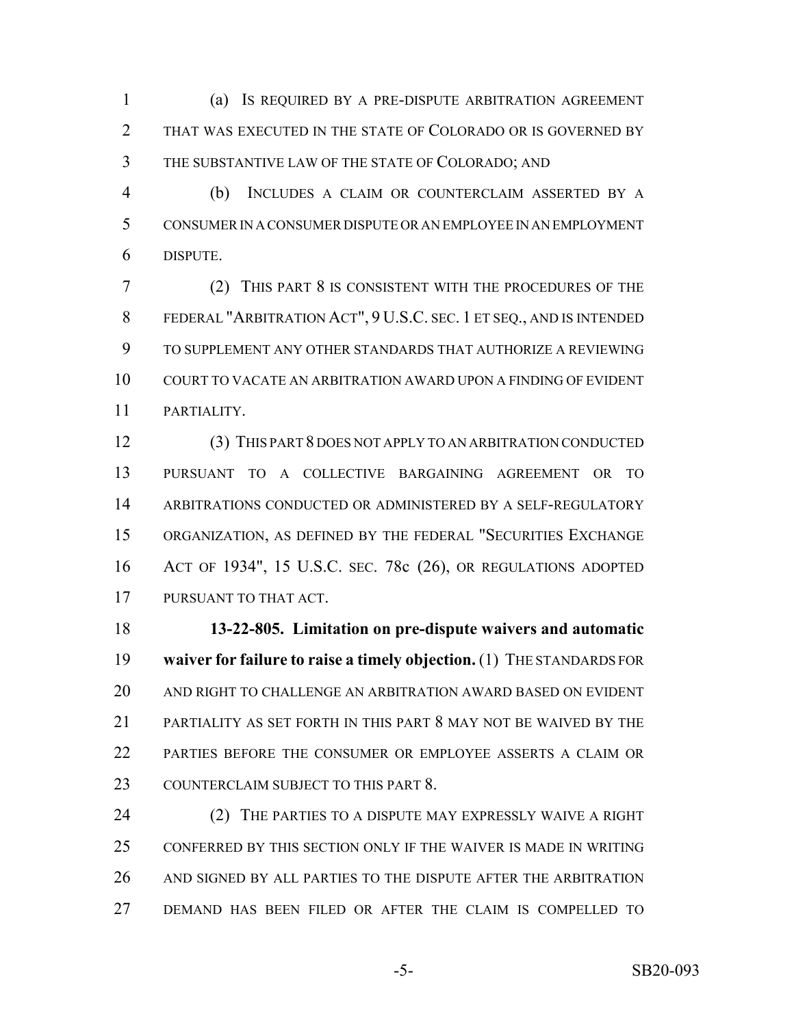(a) IS REQUIRED BY A PRE-DISPUTE ARBITRATION AGREEMENT THAT WAS EXECUTED IN THE STATE OF COLORADO OR IS GOVERNED BY THE SUBSTANTIVE LAW OF THE STATE OF COLORADO; AND

(b) INCLUDES A CLAIM OR COUNTERCLAIM ASSERTED BY A CONSUMER IN A CONSUMER DISPUTE OR AN EMPLOYEE IN AN EMPLOYMENT DISPUTE.

(2) THIS PART 8 IS CONSISTENT WITH THE PROCEDURES OF THE FEDERAL "ARBITRATION ACT", 9 U.S.C. SEC. 1 ET SEQ., AND IS INTENDED TO SUPPLEMENT ANY OTHER STANDARDS THAT AUTHORIZE A REVIEWING COURT TO VACATE AN ARBITRATION AWARD UPON A FINDING OF EVIDENT PARTIALITY.

(3) THIS PART 8 DOES NOT APPLY TO AN ARBITRATION CONDUCTED PURSUANT TO A COLLECTIVE BARGAINING AGREEMENT OR TO ARBITRATIONS CONDUCTED OR ADMINISTERED BY A SELF-REGULATORY ORGANIZATION, AS DEFINED BY THE FEDERAL "SECURITIES EXCHANGE ACT OF 1934", 15 U.S.C. SEC. 78c (26), OR REGULATIONS ADOPTED PURSUANT TO THAT ACT.

**13-22-805. Limitation on pre-dispute waivers and automatic waiver for failure to raise a timely objection.** (1) THE STANDARDS FOR AND RIGHT TO CHALLENGE AN ARBITRATION AWARD BASED ON EVIDENT PARTIALITY AS SET FORTH IN THIS PART 8 MAY NOT BE WAIVED BY THE PARTIES BEFORE THE CONSUMER OR EMPLOYEE ASSERTS A CLAIM OR COUNTERCLAIM SUBJECT TO THIS PART 8.

(2) THE PARTIES TO A DISPUTE MAY EXPRESSLY WAIVE A RIGHT CONFERRED BY THIS SECTION ONLY IF THE WAIVER IS MADE IN WRITING AND SIGNED BY ALL PARTIES TO THE DISPUTE AFTER THE ARBITRATION DEMAND HAS BEEN FILED OR AFTER THE CLAIM IS COMPELLED TO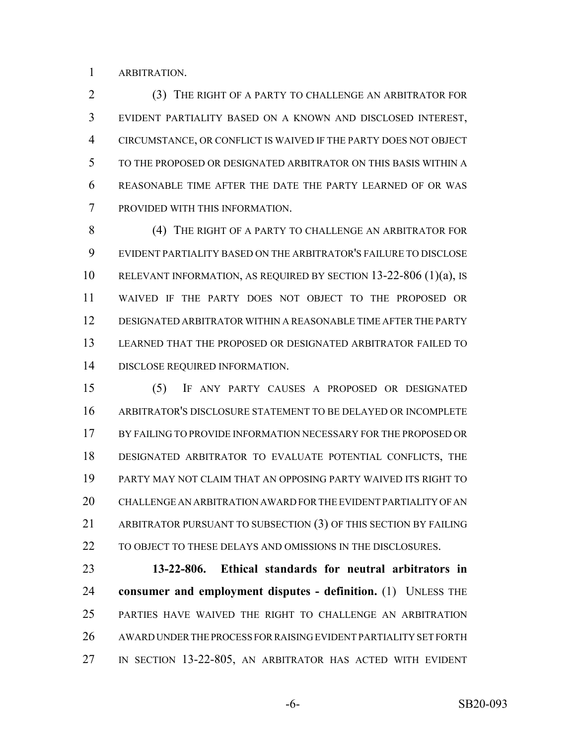ARBITRATION.

(3) THE RIGHT OF A PARTY TO CHALLENGE AN ARBITRATOR FOR EVIDENT PARTIALITY BASED ON A KNOWN AND DISCLOSED INTEREST, CIRCUMSTANCE, OR CONFLICT IS WAIVED IF THE PARTY DOES NOT OBJECT TO THE PROPOSED OR DESIGNATED ARBITRATOR ON THIS BASIS WITHIN A REASONABLE TIME AFTER THE DATE THE PARTY LEARNED OF OR WAS PROVIDED WITH THIS INFORMATION.

(4) THE RIGHT OF A PARTY TO CHALLENGE AN ARBITRATOR FOR EVIDENT PARTIALITY BASED ON THE ARBITRATOR'S FAILURE TO DISCLOSE RELEVANT INFORMATION, AS REQUIRED BY SECTION 13-22-806 (1)(a), IS WAIVED IF THE PARTY DOES NOT OBJECT TO THE PROPOSED OR DESIGNATED ARBITRATOR WITHIN A REASONABLE TIME AFTER THE PARTY LEARNED THAT THE PROPOSED OR DESIGNATED ARBITRATOR FAILED TO DISCLOSE REQUIRED INFORMATION.

(5) IF ANY PARTY CAUSES A PROPOSED OR DESIGNATED ARBITRATOR'S DISCLOSURE STATEMENT TO BE DELAYED OR INCOMPLETE BY FAILING TO PROVIDE INFORMATION NECESSARY FOR THE PROPOSED OR DESIGNATED ARBITRATOR TO EVALUATE POTENTIAL CONFLICTS, THE PARTY MAY NOT CLAIM THAT AN OPPOSING PARTY WAIVED ITS RIGHT TO CHALLENGE AN ARBITRATION AWARD FOR THE EVIDENT PARTIALITY OF AN ARBITRATOR PURSUANT TO SUBSECTION (3) OF THIS SECTION BY FAILING TO OBJECT TO THESE DELAYS AND OMISSIONS IN THE DISCLOSURES.

**13-22-806. Ethical standards for neutral arbitrators in consumer and employment disputes - definition.** (1) UNLESS THE PARTIES HAVE WAIVED THE RIGHT TO CHALLENGE AN ARBITRATION AWARD UNDER THE PROCESS FOR RAISING EVIDENT PARTIALITY SET FORTH IN SECTION 13-22-805, AN ARBITRATOR HAS ACTED WITH EVIDENT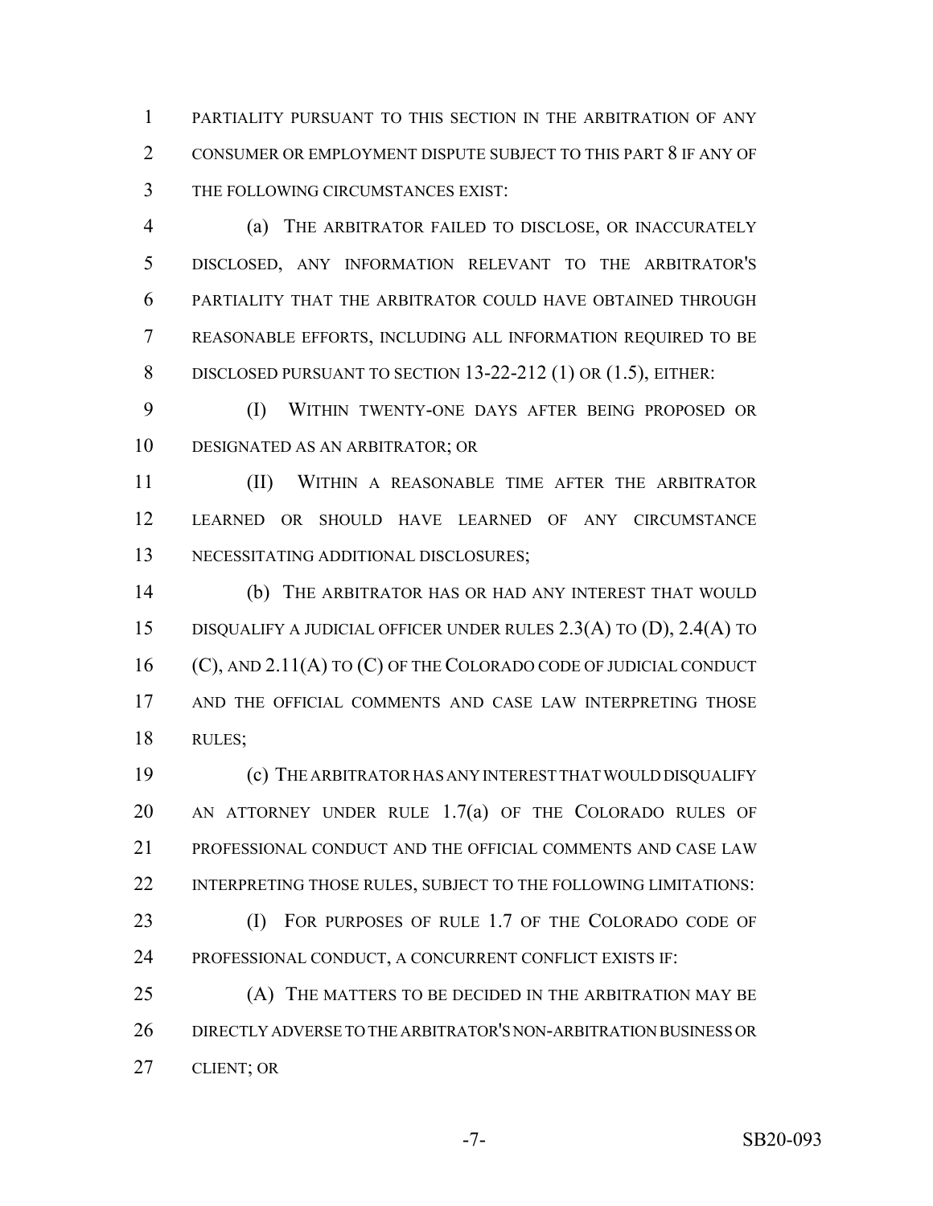PARTIALITY PURSUANT TO THIS SECTION IN THE ARBITRATION OF ANY CONSUMER OR EMPLOYMENT DISPUTE SUBJECT TO THIS PART 8 IF ANY OF THE FOLLOWING CIRCUMSTANCES EXIST:

(a) THE ARBITRATOR FAILED TO DISCLOSE, OR INACCURATELY DISCLOSED, ANY INFORMATION RELEVANT TO THE ARBITRATOR'S PARTIALITY THAT THE ARBITRATOR COULD HAVE OBTAINED THROUGH REASONABLE EFFORTS, INCLUDING ALL INFORMATION REQUIRED TO BE DISCLOSED PURSUANT TO SECTION 13-22-212 (1) OR (1.5), EITHER:

(I) WITHIN TWENTY-ONE DAYS AFTER BEING PROPOSED OR DESIGNATED AS AN ARBITRATOR; OR

(II) WITHIN A REASONABLE TIME AFTER THE ARBITRATOR LEARNED OR SHOULD HAVE LEARNED OF ANY CIRCUMSTANCE NECESSITATING ADDITIONAL DISCLOSURES;

(b) THE ARBITRATOR HAS OR HAD ANY INTEREST THAT WOULD DISQUALIFY A JUDICIAL OFFICER UNDER RULES 2.3(A) TO (D), 2.4(A) TO (C), AND 2.11(A) TO (C) OF THE COLORADO CODE OF JUDICIAL CONDUCT AND THE OFFICIAL COMMENTS AND CASE LAW INTERPRETING THOSE RULES;

(c) THE ARBITRATOR HAS ANY INTEREST THAT WOULD DISQUALIFY AN ATTORNEY UNDER RULE 1.7(a) OF THE COLORADO RULES OF PROFESSIONAL CONDUCT AND THE OFFICIAL COMMENTS AND CASE LAW INTERPRETING THOSE RULES, SUBJECT TO THE FOLLOWING LIMITATIONS:

(I) FOR PURPOSES OF RULE 1.7 OF THE COLORADO CODE OF PROFESSIONAL CONDUCT, A CONCURRENT CONFLICT EXISTS IF:

(A) THE MATTERS TO BE DECIDED IN THE ARBITRATION MAY BE DIRECTLY ADVERSE TO THE ARBITRATOR'S NON-ARBITRATION BUSINESS OR CLIENT; OR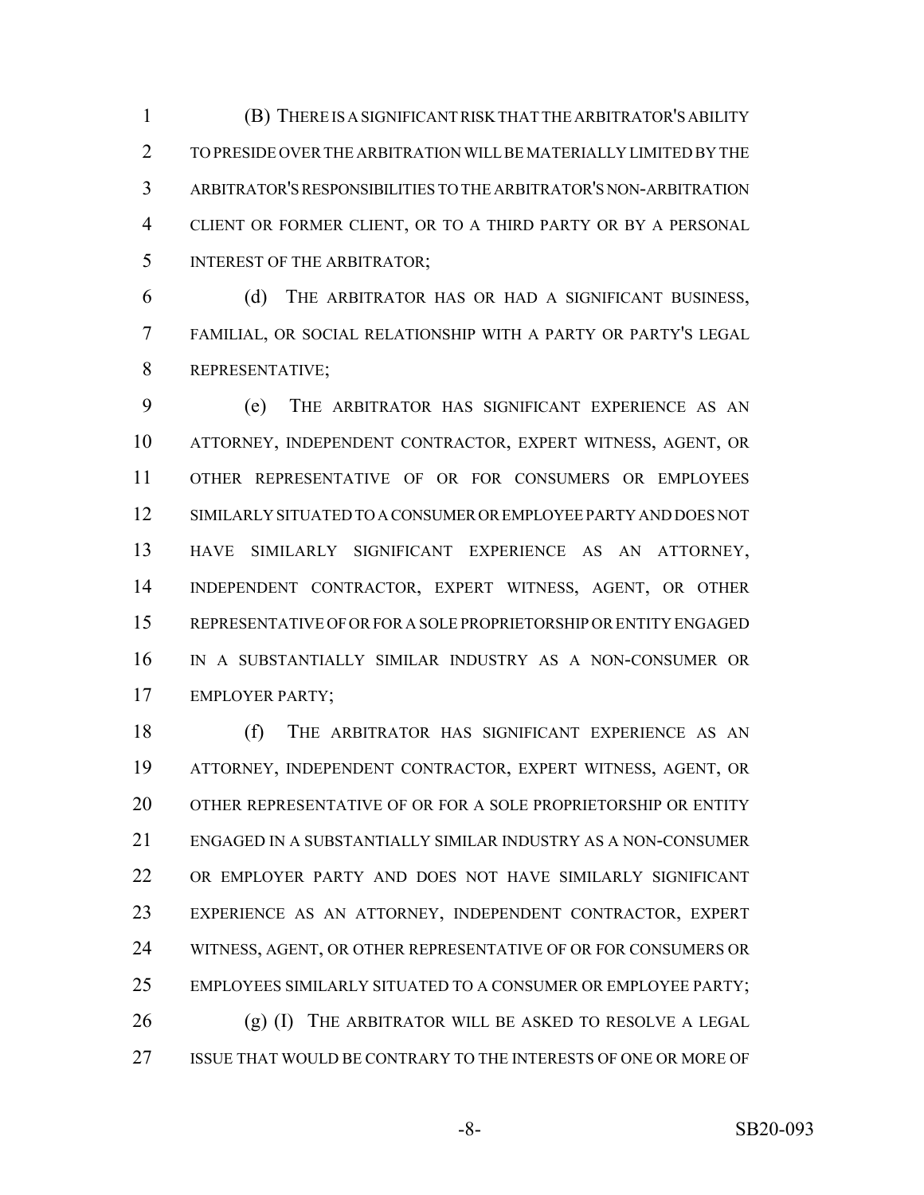(B) THERE IS A SIGNIFICANT RISK THAT THE ARBITRATOR'S ABILITY TO PRESIDE OVER THE ARBITRATION WILL BE MATERIALLY LIMITED BY THE ARBITRATOR'S RESPONSIBILITIES TO THE ARBITRATOR'S NON-ARBITRATION CLIENT OR FORMER CLIENT, OR TO A THIRD PARTY OR BY A PERSONAL INTEREST OF THE ARBITRATOR;

(d) THE ARBITRATOR HAS OR HAD A SIGNIFICANT BUSINESS, FAMILIAL, OR SOCIAL RELATIONSHIP WITH A PARTY OR PARTY'S LEGAL REPRESENTATIVE;

(e) THE ARBITRATOR HAS SIGNIFICANT EXPERIENCE AS AN ATTORNEY, INDEPENDENT CONTRACTOR, EXPERT WITNESS, AGENT, OR OTHER REPRESENTATIVE OF OR FOR CONSUMERS OR EMPLOYEES SIMILARLY SITUATED TO A CONSUMER OR EMPLOYEE PARTY AND DOES NOT HAVE SIMILARLY SIGNIFICANT EXPERIENCE AS AN ATTORNEY, INDEPENDENT CONTRACTOR, EXPERT WITNESS, AGENT, OR OTHER REPRESENTATIVE OF OR FOR A SOLE PROPRIETORSHIP OR ENTITY ENGAGED IN A SUBSTANTIALLY SIMILAR INDUSTRY AS A NON-CONSUMER OR EMPLOYER PARTY;

(f) THE ARBITRATOR HAS SIGNIFICANT EXPERIENCE AS AN ATTORNEY, INDEPENDENT CONTRACTOR, EXPERT WITNESS, AGENT, OR OTHER REPRESENTATIVE OF OR FOR A SOLE PROPRIETORSHIP OR ENTITY ENGAGED IN A SUBSTANTIALLY SIMILAR INDUSTRY AS A NON-CONSUMER OR EMPLOYER PARTY AND DOES NOT HAVE SIMILARLY SIGNIFICANT EXPERIENCE AS AN ATTORNEY, INDEPENDENT CONTRACTOR, EXPERT WITNESS, AGENT, OR OTHER REPRESENTATIVE OF OR FOR CONSUMERS OR EMPLOYEES SIMILARLY SITUATED TO A CONSUMER OR EMPLOYEE PARTY;

(g) (I) THE ARBITRATOR WILL BE ASKED TO RESOLVE A LEGAL ISSUE THAT WOULD BE CONTRARY TO THE INTERESTS OF ONE OR MORE OF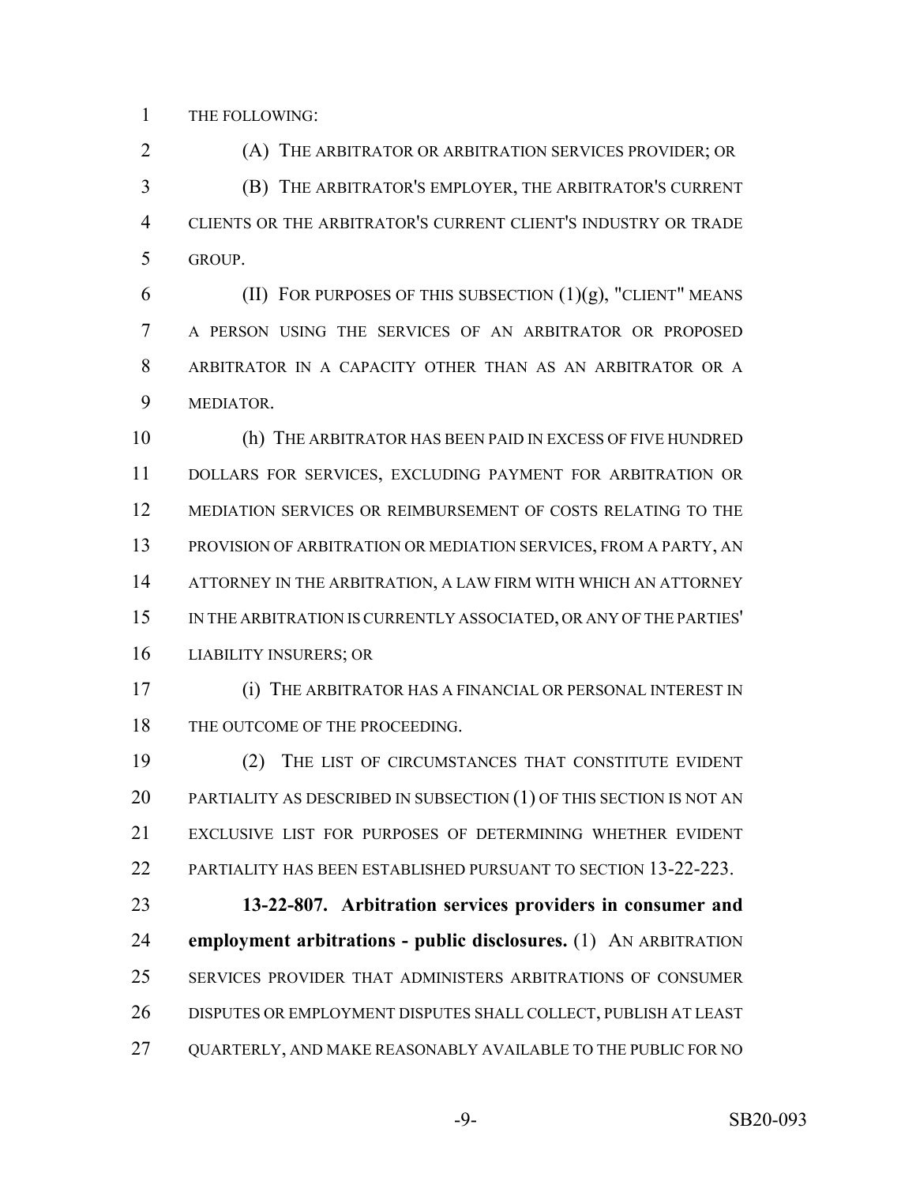THE FOLLOWING:

(A) THE ARBITRATOR OR ARBITRATION SERVICES PROVIDER; OR

(B) THE ARBITRATOR'S EMPLOYER, THE ARBITRATOR'S CURRENT CLIENTS OR THE ARBITRATOR'S CURRENT CLIENT'S INDUSTRY OR TRADE GROUP.

(II) FOR PURPOSES OF THIS SUBSECTION (1)(g), "CLIENT" MEANS A PERSON USING THE SERVICES OF AN ARBITRATOR OR PROPOSED ARBITRATOR IN A CAPACITY OTHER THAN AS AN ARBITRATOR OR A MEDIATOR.

(h) THE ARBITRATOR HAS BEEN PAID IN EXCESS OF FIVE HUNDRED DOLLARS FOR SERVICES, EXCLUDING PAYMENT FOR ARBITRATION OR MEDIATION SERVICES OR REIMBURSEMENT OF COSTS RELATING TO THE PROVISION OF ARBITRATION OR MEDIATION SERVICES, FROM A PARTY, AN ATTORNEY IN THE ARBITRATION, A LAW FIRM WITH WHICH AN ATTORNEY IN THE ARBITRATION IS CURRENTLY ASSOCIATED, OR ANY OF THE PARTIES' LIABILITY INSURERS; OR

(i) THE ARBITRATOR HAS A FINANCIAL OR PERSONAL INTEREST IN THE OUTCOME OF THE PROCEEDING.

(2) THE LIST OF CIRCUMSTANCES THAT CONSTITUTE EVIDENT PARTIALITY AS DESCRIBED IN SUBSECTION (1) OF THIS SECTION IS NOT AN EXCLUSIVE LIST FOR PURPOSES OF DETERMINING WHETHER EVIDENT PARTIALITY HAS BEEN ESTABLISHED PURSUANT TO SECTION 13-22-223.

**13-22-807. Arbitration services providers in consumer and employment arbitrations - public disclosures.** (1) AN ARBITRATION SERVICES PROVIDER THAT ADMINISTERS ARBITRATIONS OF CONSUMER DISPUTES OR EMPLOYMENT DISPUTES SHALL COLLECT, PUBLISH AT LEAST QUARTERLY, AND MAKE REASONABLY AVAILABLE TO THE PUBLIC FOR NO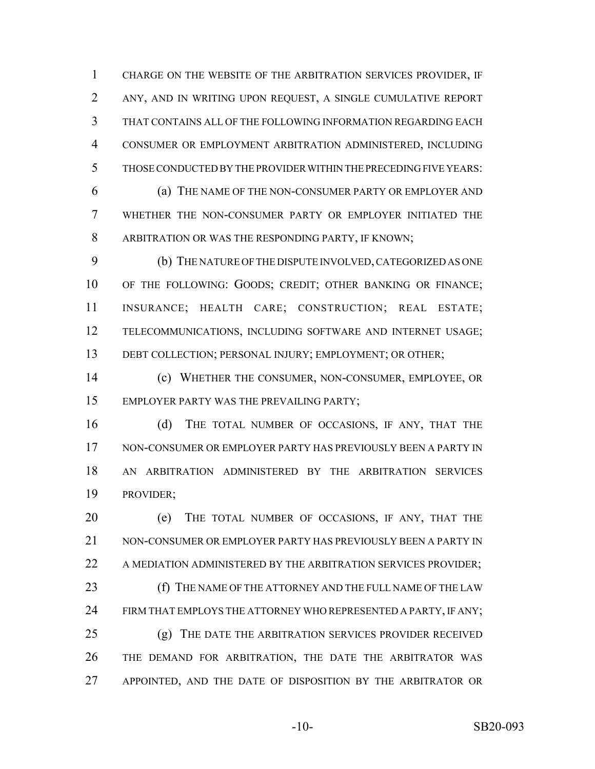CHARGE ON THE WEBSITE OF THE ARBITRATION SERVICES PROVIDER, IF ANY, AND IN WRITING UPON REQUEST, A SINGLE CUMULATIVE REPORT THAT CONTAINS ALL OF THE FOLLOWING INFORMATION REGARDING EACH CONSUMER OR EMPLOYMENT ARBITRATION ADMINISTERED, INCLUDING THOSE CONDUCTED BY THE PROVIDER WITHIN THE PRECEDING FIVE YEARS:

(a) THE NAME OF THE NON-CONSUMER PARTY OR EMPLOYER AND WHETHER THE NON-CONSUMER PARTY OR EMPLOYER INITIATED THE ARBITRATION OR WAS THE RESPONDING PARTY, IF KNOWN;

(b) THE NATURE OF THE DISPUTE INVOLVED, CATEGORIZED AS ONE OF THE FOLLOWING: GOODS; CREDIT; OTHER BANKING OR FINANCE; INSURANCE; HEALTH CARE; CONSTRUCTION; REAL ESTATE; TELECOMMUNICATIONS, INCLUDING SOFTWARE AND INTERNET USAGE; DEBT COLLECTION; PERSONAL INJURY; EMPLOYMENT; OR OTHER;

(c) WHETHER THE CONSUMER, NON-CONSUMER, EMPLOYEE, OR EMPLOYER PARTY WAS THE PREVAILING PARTY;

(d) THE TOTAL NUMBER OF OCCASIONS, IF ANY, THAT THE NON-CONSUMER OR EMPLOYER PARTY HAS PREVIOUSLY BEEN A PARTY IN AN ARBITRATION ADMINISTERED BY THE ARBITRATION SERVICES PROVIDER;

(e) THE TOTAL NUMBER OF OCCASIONS, IF ANY, THAT THE NON-CONSUMER OR EMPLOYER PARTY HAS PREVIOUSLY BEEN A PARTY IN A MEDIATION ADMINISTERED BY THE ARBITRATION SERVICES PROVIDER;

(f) THE NAME OF THE ATTORNEY AND THE FULL NAME OF THE LAW FIRM THAT EMPLOYS THE ATTORNEY WHO REPRESENTED A PARTY, IF ANY;

(g) THE DATE THE ARBITRATION SERVICES PROVIDER RECEIVED THE DEMAND FOR ARBITRATION, THE DATE THE ARBITRATOR WAS APPOINTED, AND THE DATE OF DISPOSITION BY THE ARBITRATOR OR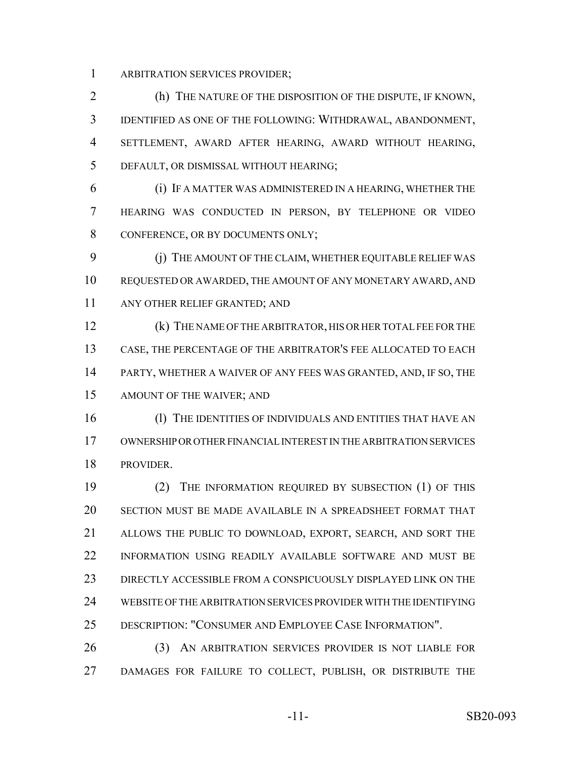ARBITRATION SERVICES PROVIDER;

(h) THE NATURE OF THE DISPOSITION OF THE DISPUTE, IF KNOWN, IDENTIFIED AS ONE OF THE FOLLOWING: WITHDRAWAL, ABANDONMENT, SETTLEMENT, AWARD AFTER HEARING, AWARD WITHOUT HEARING, DEFAULT, OR DISMISSAL WITHOUT HEARING;

(i) IF A MATTER WAS ADMINISTERED IN A HEARING, WHETHER THE HEARING WAS CONDUCTED IN PERSON, BY TELEPHONE OR VIDEO CONFERENCE, OR BY DOCUMENTS ONLY;

(j) THE AMOUNT OF THE CLAIM, WHETHER EQUITABLE RELIEF WAS REQUESTED OR AWARDED, THE AMOUNT OF ANY MONETARY AWARD, AND ANY OTHER RELIEF GRANTED; AND

(k) THE NAME OF THE ARBITRATOR, HIS OR HER TOTAL FEE FOR THE CASE, THE PERCENTAGE OF THE ARBITRATOR'S FEE ALLOCATED TO EACH PARTY, WHETHER A WAIVER OF ANY FEES WAS GRANTED, AND, IF SO, THE AMOUNT OF THE WAIVER; AND

(l) THE IDENTITIES OF INDIVIDUALS AND ENTITIES THAT HAVE AN OWNERSHIP OR OTHER FINANCIAL INTEREST IN THE ARBITRATION SERVICES PROVIDER.

(2) THE INFORMATION REQUIRED BY SUBSECTION (1) OF THIS SECTION MUST BE MADE AVAILABLE IN A SPREADSHEET FORMAT THAT ALLOWS THE PUBLIC TO DOWNLOAD, EXPORT, SEARCH, AND SORT THE INFORMATION USING READILY AVAILABLE SOFTWARE AND MUST BE DIRECTLY ACCESSIBLE FROM A CONSPICUOUSLY DISPLAYED LINK ON THE WEBSITE OF THE ARBITRATION SERVICES PROVIDER WITH THE IDENTIFYING DESCRIPTION: "CONSUMER AND EMPLOYEE CASE INFORMATION".

(3) AN ARBITRATION SERVICES PROVIDER IS NOT LIABLE FOR DAMAGES FOR FAILURE TO COLLECT, PUBLISH, OR DISTRIBUTE THE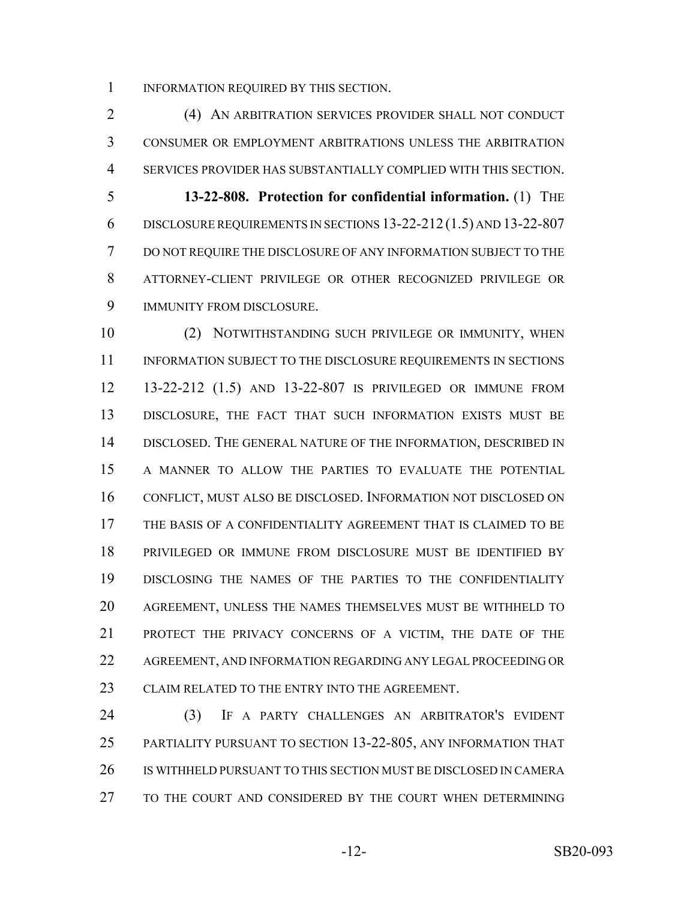INFORMATION REQUIRED BY THIS SECTION.

(4) AN ARBITRATION SERVICES PROVIDER SHALL NOT CONDUCT CONSUMER OR EMPLOYMENT ARBITRATIONS UNLESS THE ARBITRATION SERVICES PROVIDER HAS SUBSTANTIALLY COMPLIED WITH THIS SECTION.

**13-22-808. Protection for confidential information.** (1) THE DISCLOSURE REQUIREMENTS IN SECTIONS 13-22-212 (1.5) AND 13-22-807 DO NOT REQUIRE THE DISCLOSURE OF ANY INFORMATION SUBJECT TO THE ATTORNEY-CLIENT PRIVILEGE OR OTHER RECOGNIZED PRIVILEGE OR IMMUNITY FROM DISCLOSURE.

(2) NOTWITHSTANDING SUCH PRIVILEGE OR IMMUNITY, WHEN INFORMATION SUBJECT TO THE DISCLOSURE REQUIREMENTS IN SECTIONS 13-22-212 (1.5) AND 13-22-807 IS PRIVILEGED OR IMMUNE FROM DISCLOSURE, THE FACT THAT SUCH INFORMATION EXISTS MUST BE DISCLOSED. THE GENERAL NATURE OF THE INFORMATION, DESCRIBED IN A MANNER TO ALLOW THE PARTIES TO EVALUATE THE POTENTIAL CONFLICT, MUST ALSO BE DISCLOSED. INFORMATION NOT DISCLOSED ON THE BASIS OF A CONFIDENTIALITY AGREEMENT THAT IS CLAIMED TO BE PRIVILEGED OR IMMUNE FROM DISCLOSURE MUST BE IDENTIFIED BY DISCLOSING THE NAMES OF THE PARTIES TO THE CONFIDENTIALITY AGREEMENT, UNLESS THE NAMES THEMSELVES MUST BE WITHHELD TO PROTECT THE PRIVACY CONCERNS OF A VICTIM, THE DATE OF THE AGREEMENT, AND INFORMATION REGARDING ANY LEGAL PROCEEDING OR CLAIM RELATED TO THE ENTRY INTO THE AGREEMENT.

(3) IF A PARTY CHALLENGES AN ARBITRATOR'S EVIDENT PARTIALITY PURSUANT TO SECTION 13-22-805, ANY INFORMATION THAT IS WITHHELD PURSUANT TO THIS SECTION MUST BE DISCLOSED IN CAMERA TO THE COURT AND CONSIDERED BY THE COURT WHEN DETERMINING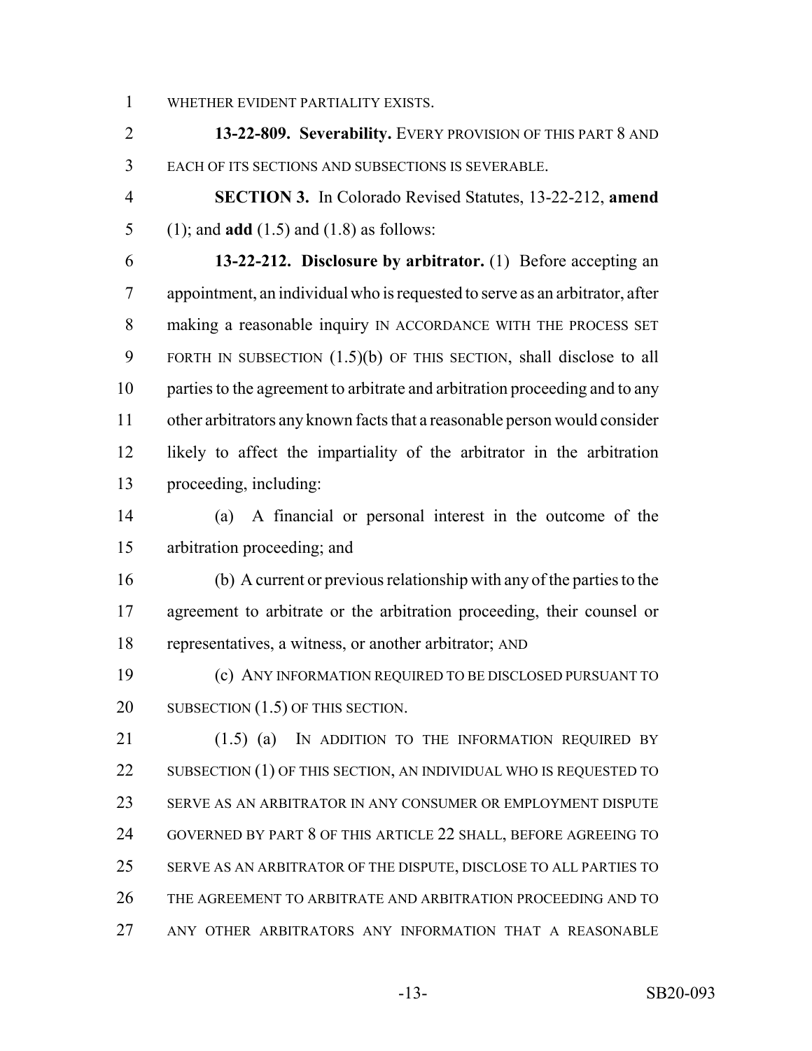WHETHER EVIDENT PARTIALITY EXISTS.

**13-22-809. Severability.** EVERY PROVISION OF THIS PART 8 AND EACH OF ITS SECTIONS AND SUBSECTIONS IS SEVERABLE.

**SECTION 3.** In Colorado Revised Statutes, 13-22-212, **amend** (1); and **add** (1.5) and (1.8) as follows:

**13-22-212. Disclosure by arbitrator.** (1) Before accepting an appointment, an individual who is requested to serve as an arbitrator, after making a reasonable inquiry IN ACCORDANCE WITH THE PROCESS SET FORTH IN SUBSECTION (1.5)(b) OF THIS SECTION, shall disclose to all parties to the agreement to arbitrate and arbitration proceeding and to any other arbitrators any known facts that a reasonable person would consider likely to affect the impartiality of the arbitrator in the arbitration proceeding, including:

(a) A financial or personal interest in the outcome of the arbitration proceeding; and

(b) A current or previous relationship with any of the parties to the agreement to arbitrate or the arbitration proceeding, their counsel or representatives, a witness, or another arbitrator; AND

(c) ANY INFORMATION REQUIRED TO BE DISCLOSED PURSUANT TO SUBSECTION (1.5) OF THIS SECTION.

(1.5) (a) IN ADDITION TO THE INFORMATION REQUIRED BY SUBSECTION (1) OF THIS SECTION, AN INDIVIDUAL WHO IS REQUESTED TO SERVE AS AN ARBITRATOR IN ANY CONSUMER OR EMPLOYMENT DISPUTE GOVERNED BY PART 8 OF THIS ARTICLE 22 SHALL, BEFORE AGREEING TO SERVE AS AN ARBITRATOR OF THE DISPUTE, DISCLOSE TO ALL PARTIES TO THE AGREEMENT TO ARBITRATE AND ARBITRATION PROCEEDING AND TO ANY OTHER ARBITRATORS ANY INFORMATION THAT A REASONABLE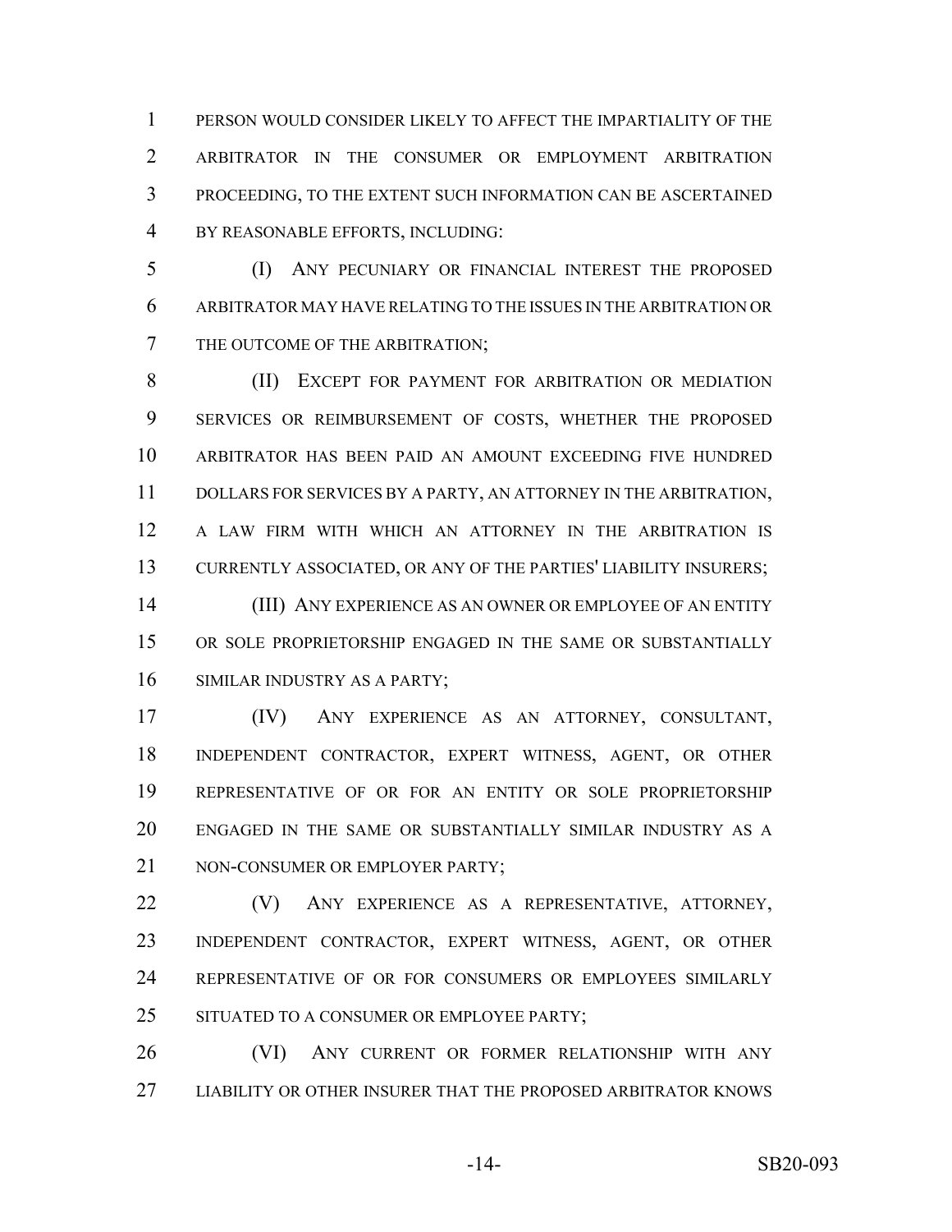PERSON WOULD CONSIDER LIKELY TO AFFECT THE IMPARTIALITY OF THE ARBITRATOR IN THE CONSUMER OR EMPLOYMENT ARBITRATION PROCEEDING, TO THE EXTENT SUCH INFORMATION CAN BE ASCERTAINED BY REASONABLE EFFORTS, INCLUDING:

(I) ANY PECUNIARY OR FINANCIAL INTEREST THE PROPOSED ARBITRATOR MAY HAVE RELATING TO THE ISSUES IN THE ARBITRATION OR THE OUTCOME OF THE ARBITRATION;

(II) EXCEPT FOR PAYMENT FOR ARBITRATION OR MEDIATION SERVICES OR REIMBURSEMENT OF COSTS, WHETHER THE PROPOSED ARBITRATOR HAS BEEN PAID AN AMOUNT EXCEEDING FIVE HUNDRED DOLLARS FOR SERVICES BY A PARTY, AN ATTORNEY IN THE ARBITRATION, A LAW FIRM WITH WHICH AN ATTORNEY IN THE ARBITRATION IS CURRENTLY ASSOCIATED, OR ANY OF THE PARTIES' LIABILITY INSURERS;

(III) ANY EXPERIENCE AS AN OWNER OR EMPLOYEE OF AN ENTITY OR SOLE PROPRIETORSHIP ENGAGED IN THE SAME OR SUBSTANTIALLY SIMILAR INDUSTRY AS A PARTY;

(IV) ANY EXPERIENCE AS AN ATTORNEY, CONSULTANT, INDEPENDENT CONTRACTOR, EXPERT WITNESS, AGENT, OR OTHER REPRESENTATIVE OF OR FOR AN ENTITY OR SOLE PROPRIETORSHIP ENGAGED IN THE SAME OR SUBSTANTIALLY SIMILAR INDUSTRY AS A NON-CONSUMER OR EMPLOYER PARTY;

(V) ANY EXPERIENCE AS A REPRESENTATIVE, ATTORNEY, INDEPENDENT CONTRACTOR, EXPERT WITNESS, AGENT, OR OTHER REPRESENTATIVE OF OR FOR CONSUMERS OR EMPLOYEES SIMILARLY SITUATED TO A CONSUMER OR EMPLOYEE PARTY;

(VI) ANY CURRENT OR FORMER RELATIONSHIP WITH ANY LIABILITY OR OTHER INSURER THAT THE PROPOSED ARBITRATOR KNOWS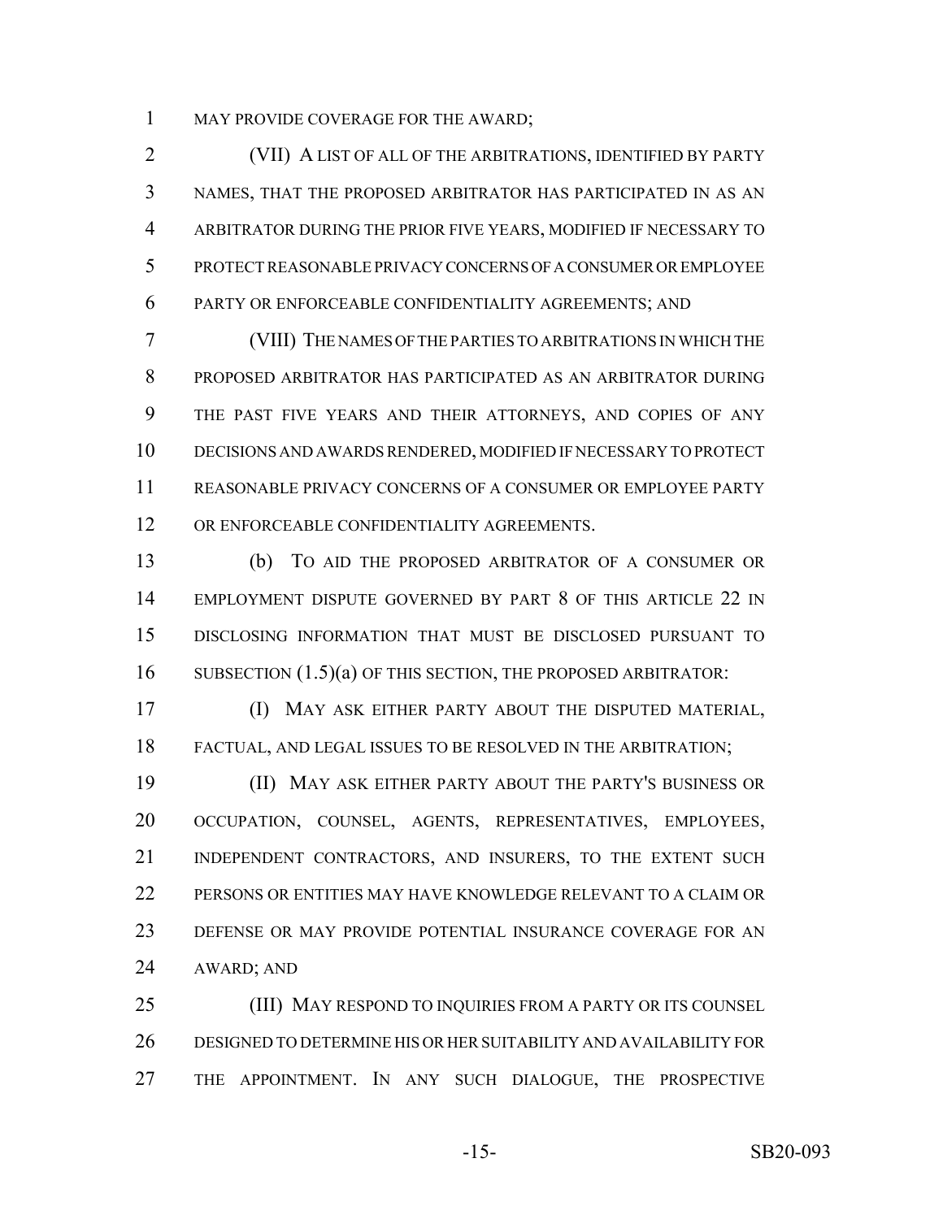MAY PROVIDE COVERAGE FOR THE AWARD;

(VII) A LIST OF ALL OF THE ARBITRATIONS, IDENTIFIED BY PARTY NAMES, THAT THE PROPOSED ARBITRATOR HAS PARTICIPATED IN AS AN ARBITRATOR DURING THE PRIOR FIVE YEARS, MODIFIED IF NECESSARY TO PROTECT REASONABLE PRIVACY CONCERNS OF A CONSUMER OR EMPLOYEE PARTY OR ENFORCEABLE CONFIDENTIALITY AGREEMENTS; AND

(VIII) THE NAMES OF THE PARTIES TO ARBITRATIONS IN WHICH THE PROPOSED ARBITRATOR HAS PARTICIPATED AS AN ARBITRATOR DURING THE PAST FIVE YEARS AND THEIR ATTORNEYS, AND COPIES OF ANY DECISIONS AND AWARDS RENDERED, MODIFIED IF NECESSARY TO PROTECT REASONABLE PRIVACY CONCERNS OF A CONSUMER OR EMPLOYEE PARTY OR ENFORCEABLE CONFIDENTIALITY AGREEMENTS.

(b) TO AID THE PROPOSED ARBITRATOR OF A CONSUMER OR EMPLOYMENT DISPUTE GOVERNED BY PART 8 OF THIS ARTICLE 22 IN DISCLOSING INFORMATION THAT MUST BE DISCLOSED PURSUANT TO SUBSECTION (1.5)(a) OF THIS SECTION, THE PROPOSED ARBITRATOR:

(I) MAY ASK EITHER PARTY ABOUT THE DISPUTED MATERIAL, FACTUAL, AND LEGAL ISSUES TO BE RESOLVED IN THE ARBITRATION;

(II) MAY ASK EITHER PARTY ABOUT THE PARTY'S BUSINESS OR OCCUPATION, COUNSEL, AGENTS, REPRESENTATIVES, EMPLOYEES, INDEPENDENT CONTRACTORS, AND INSURERS, TO THE EXTENT SUCH PERSONS OR ENTITIES MAY HAVE KNOWLEDGE RELEVANT TO A CLAIM OR DEFENSE OR MAY PROVIDE POTENTIAL INSURANCE COVERAGE FOR AN AWARD; AND

(III) MAY RESPOND TO INQUIRIES FROM A PARTY OR ITS COUNSEL DESIGNED TO DETERMINE HIS OR HER SUITABILITY AND AVAILABILITY FOR THE APPOINTMENT. IN ANY SUCH DIALOGUE, THE PROSPECTIVE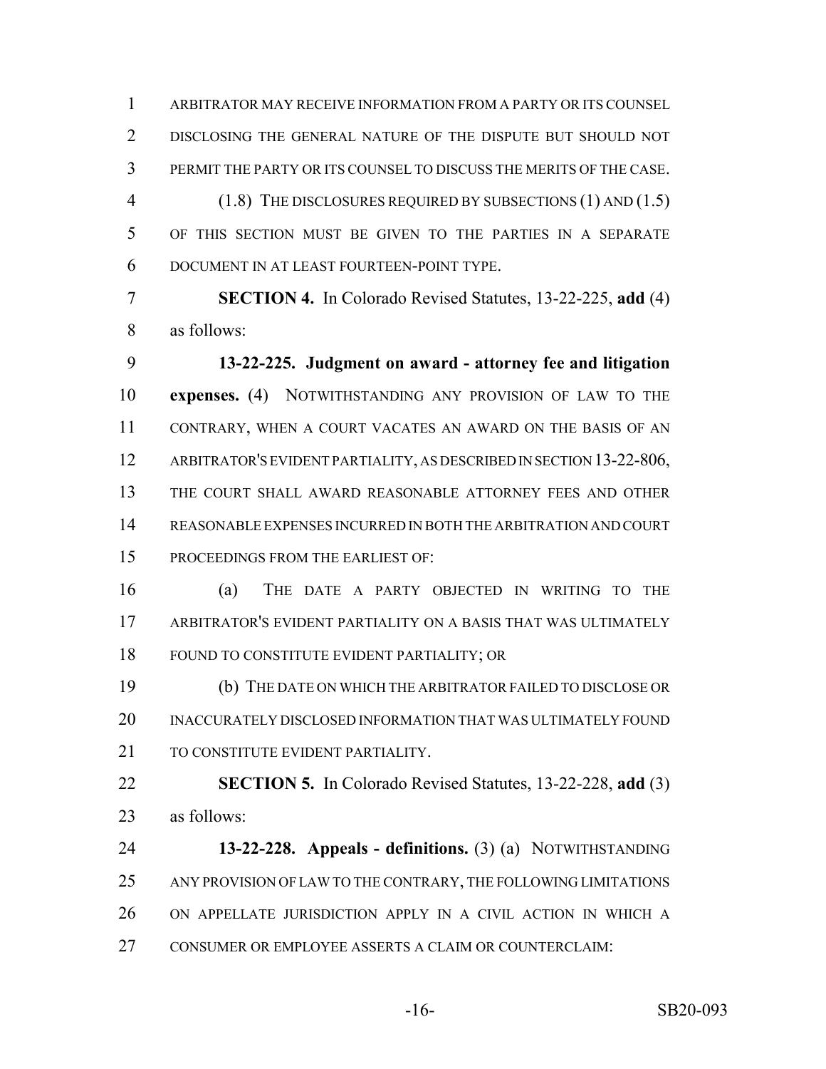ARBITRATOR MAY RECEIVE INFORMATION FROM A PARTY OR ITS COUNSEL DISCLOSING THE GENERAL NATURE OF THE DISPUTE BUT SHOULD NOT PERMIT THE PARTY OR ITS COUNSEL TO DISCUSS THE MERITS OF THE CASE.

(1.8) THE DISCLOSURES REQUIRED BY SUBSECTIONS (1) AND (1.5) OF THIS SECTION MUST BE GIVEN TO THE PARTIES IN A SEPARATE DOCUMENT IN AT LEAST FOURTEEN-POINT TYPE.

**SECTION 4.** In Colorado Revised Statutes, 13-22-225, **add** (4) as follows:

**13-22-225. Judgment on award - attorney fee and litigation expenses.** (4) NOTWITHSTANDING ANY PROVISION OF LAW TO THE CONTRARY, WHEN A COURT VACATES AN AWARD ON THE BASIS OF AN ARBITRATOR'S EVIDENT PARTIALITY, AS DESCRIBED IN SECTION 13-22-806, THE COURT SHALL AWARD REASONABLE ATTORNEY FEES AND OTHER REASONABLE EXPENSES INCURRED IN BOTH THE ARBITRATION AND COURT PROCEEDINGS FROM THE EARLIEST OF:

(a) THE DATE A PARTY OBJECTED IN WRITING TO THE ARBITRATOR'S EVIDENT PARTIALITY ON A BASIS THAT WAS ULTIMATELY FOUND TO CONSTITUTE EVIDENT PARTIALITY; OR

(b) THE DATE ON WHICH THE ARBITRATOR FAILED TO DISCLOSE OR INACCURATELY DISCLOSED INFORMATION THAT WAS ULTIMATELY FOUND TO CONSTITUTE EVIDENT PARTIALITY.

**SECTION 5.** In Colorado Revised Statutes, 13-22-228, **add** (3) as follows:

**13-22-228. Appeals - definitions.** (3) (a) NOTWITHSTANDING ANY PROVISION OF LAW TO THE CONTRARY, THE FOLLOWING LIMITATIONS ON APPELLATE JURISDICTION APPLY IN A CIVIL ACTION IN WHICH A CONSUMER OR EMPLOYEE ASSERTS A CLAIM OR COUNTERCLAIM: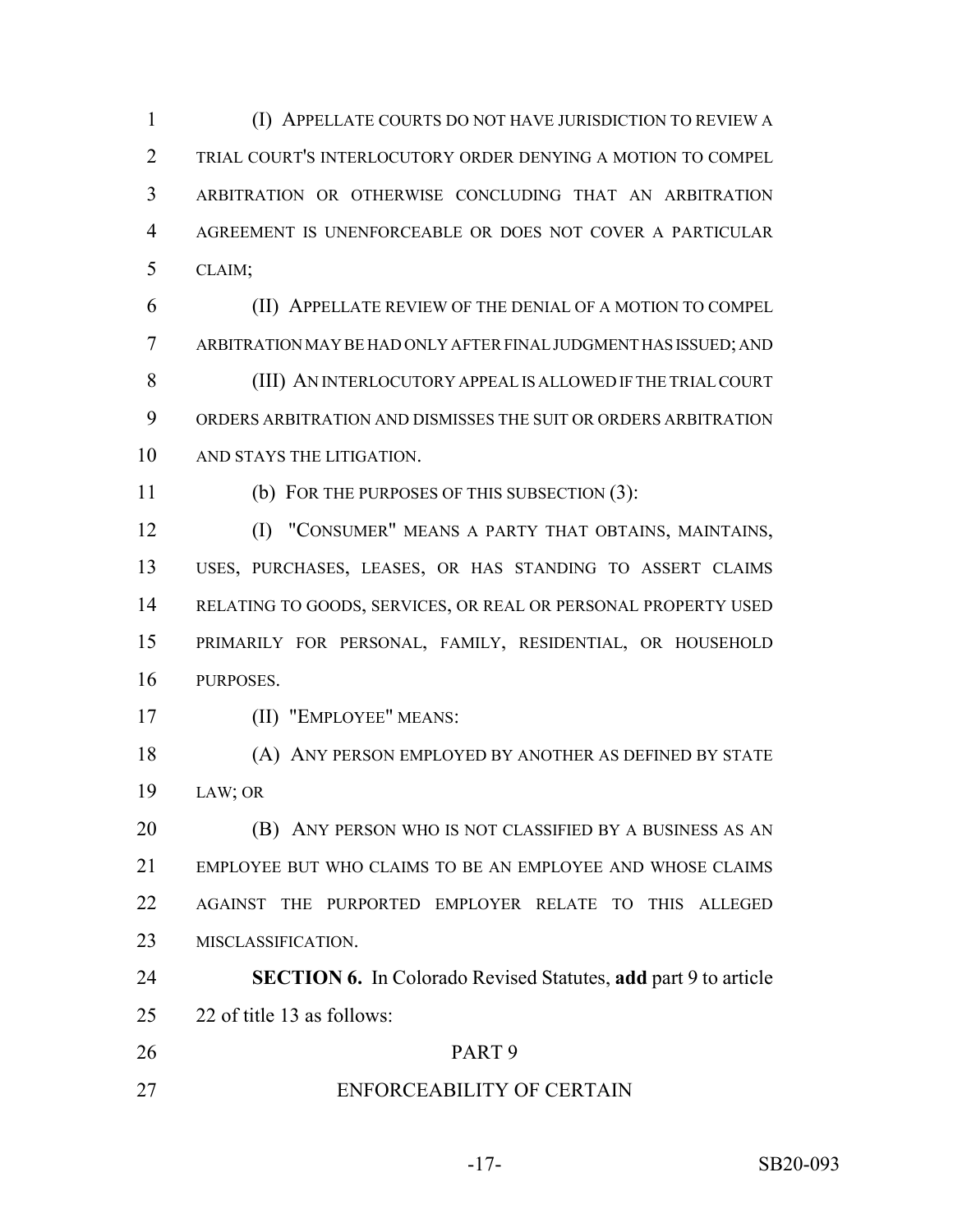(I) APPELLATE COURTS DO NOT HAVE JURISDICTION TO REVIEW A TRIAL COURT'S INTERLOCUTORY ORDER DENYING A MOTION TO COMPEL ARBITRATION OR OTHERWISE CONCLUDING THAT AN ARBITRATION AGREEMENT IS UNENFORCEABLE OR DOES NOT COVER A PARTICULAR CLAIM;

(II) APPELLATE REVIEW OF THE DENIAL OF A MOTION TO COMPEL ARBITRATION MAY BE HAD ONLY AFTER FINAL JUDGMENT HAS ISSUED; AND

(III) AN INTERLOCUTORY APPEAL IS ALLOWED IF THE TRIAL COURT ORDERS ARBITRATION AND DISMISSES THE SUIT OR ORDERS ARBITRATION AND STAYS THE LITIGATION.

(b) FOR THE PURPOSES OF THIS SUBSECTION (3):

(I) "CONSUMER" MEANS A PARTY THAT OBTAINS, MAINTAINS, USES, PURCHASES, LEASES, OR HAS STANDING TO ASSERT CLAIMS RELATING TO GOODS, SERVICES, OR REAL OR PERSONAL PROPERTY USED PRIMARILY FOR PERSONAL, FAMILY, RESIDENTIAL, OR HOUSEHOLD PURPOSES.

(II) "EMPLOYEE" MEANS:

(A) ANY PERSON EMPLOYED BY ANOTHER AS DEFINED BY STATE LAW; OR

(B) ANY PERSON WHO IS NOT CLASSIFIED BY A BUSINESS AS AN EMPLOYEE BUT WHO CLAIMS TO BE AN EMPLOYEE AND WHOSE CLAIMS AGAINST THE PURPORTED EMPLOYER RELATE TO THIS ALLEGED MISCLASSIFICATION.

**SECTION 6.** In Colorado Revised Statutes, **add** part 9 to article 22 of title 13 as follows:

PART 9

ENFORCEABILITY OF CERTAIN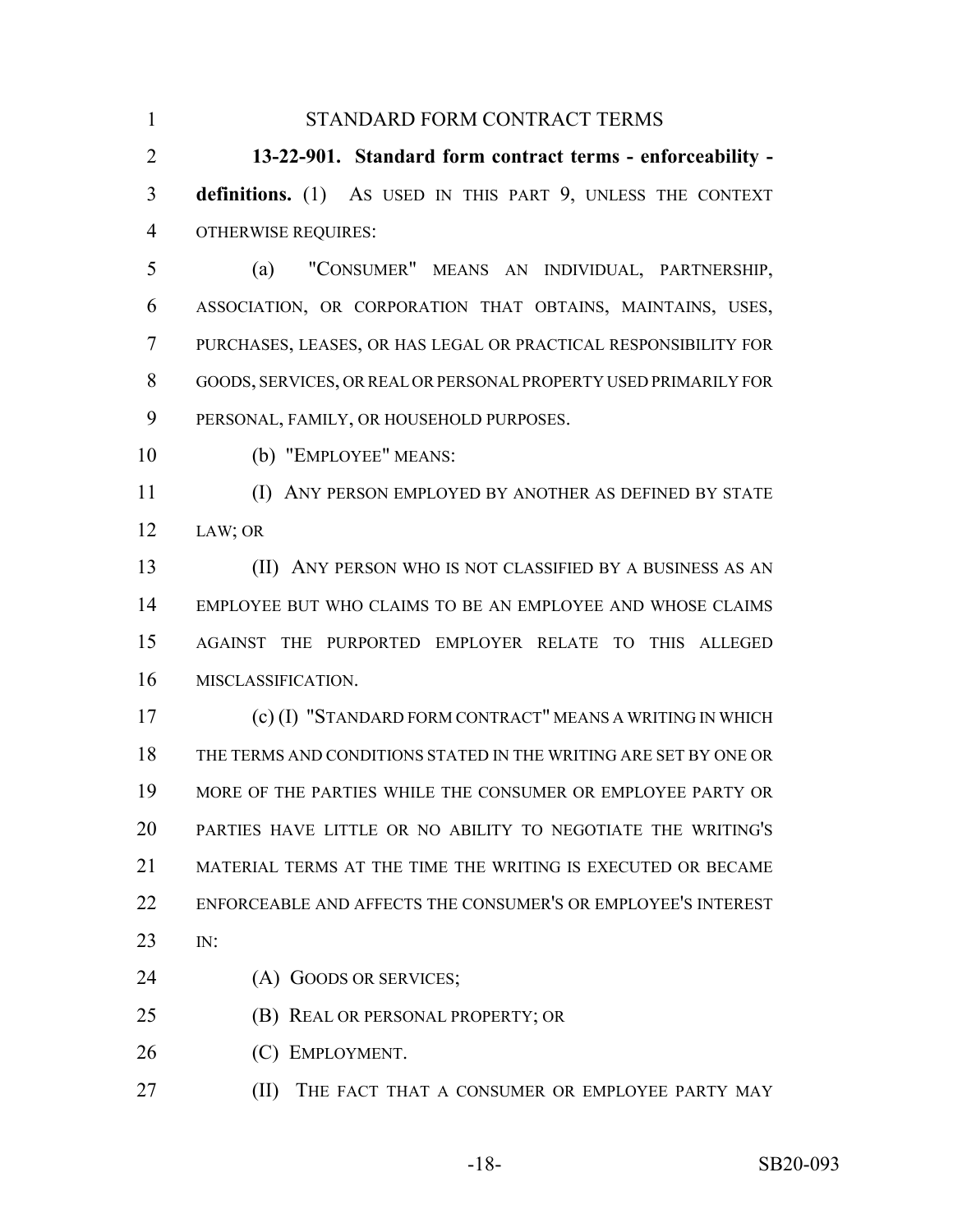STANDARD FORM CONTRACT TERMS

**13-22-901. Standard form contract terms - enforceability - definitions.** (1) AS USED IN THIS PART 9, UNLESS THE CONTEXT OTHERWISE REQUIRES:

(a) "CONSUMER" MEANS AN INDIVIDUAL, PARTNERSHIP, ASSOCIATION, OR CORPORATION THAT OBTAINS, MAINTAINS, USES, PURCHASES, LEASES, OR HAS LEGAL OR PRACTICAL RESPONSIBILITY FOR GOODS, SERVICES, OR REAL OR PERSONAL PROPERTY USED PRIMARILY FOR PERSONAL, FAMILY, OR HOUSEHOLD PURPOSES.

(b) "EMPLOYEE" MEANS:

(I) ANY PERSON EMPLOYED BY ANOTHER AS DEFINED BY STATE LAW; OR

(II) ANY PERSON WHO IS NOT CLASSIFIED BY A BUSINESS AS AN EMPLOYEE BUT WHO CLAIMS TO BE AN EMPLOYEE AND WHOSE CLAIMS AGAINST THE PURPORTED EMPLOYER RELATE TO THIS ALLEGED MISCLASSIFICATION.

(c) (I) "STANDARD FORM CONTRACT" MEANS A WRITING IN WHICH THE TERMS AND CONDITIONS STATED IN THE WRITING ARE SET BY ONE OR MORE OF THE PARTIES WHILE THE CONSUMER OR EMPLOYEE PARTY OR PARTIES HAVE LITTLE OR NO ABILITY TO NEGOTIATE THE WRITING'S MATERIAL TERMS AT THE TIME THE WRITING IS EXECUTED OR BECAME ENFORCEABLE AND AFFECTS THE CONSUMER'S OR EMPLOYEE'S INTEREST IN:

(A) GOODS OR SERVICES;

(B) REAL OR PERSONAL PROPERTY; OR

(C) EMPLOYMENT.

(II) THE FACT THAT A CONSUMER OR EMPLOYEE PARTY MAY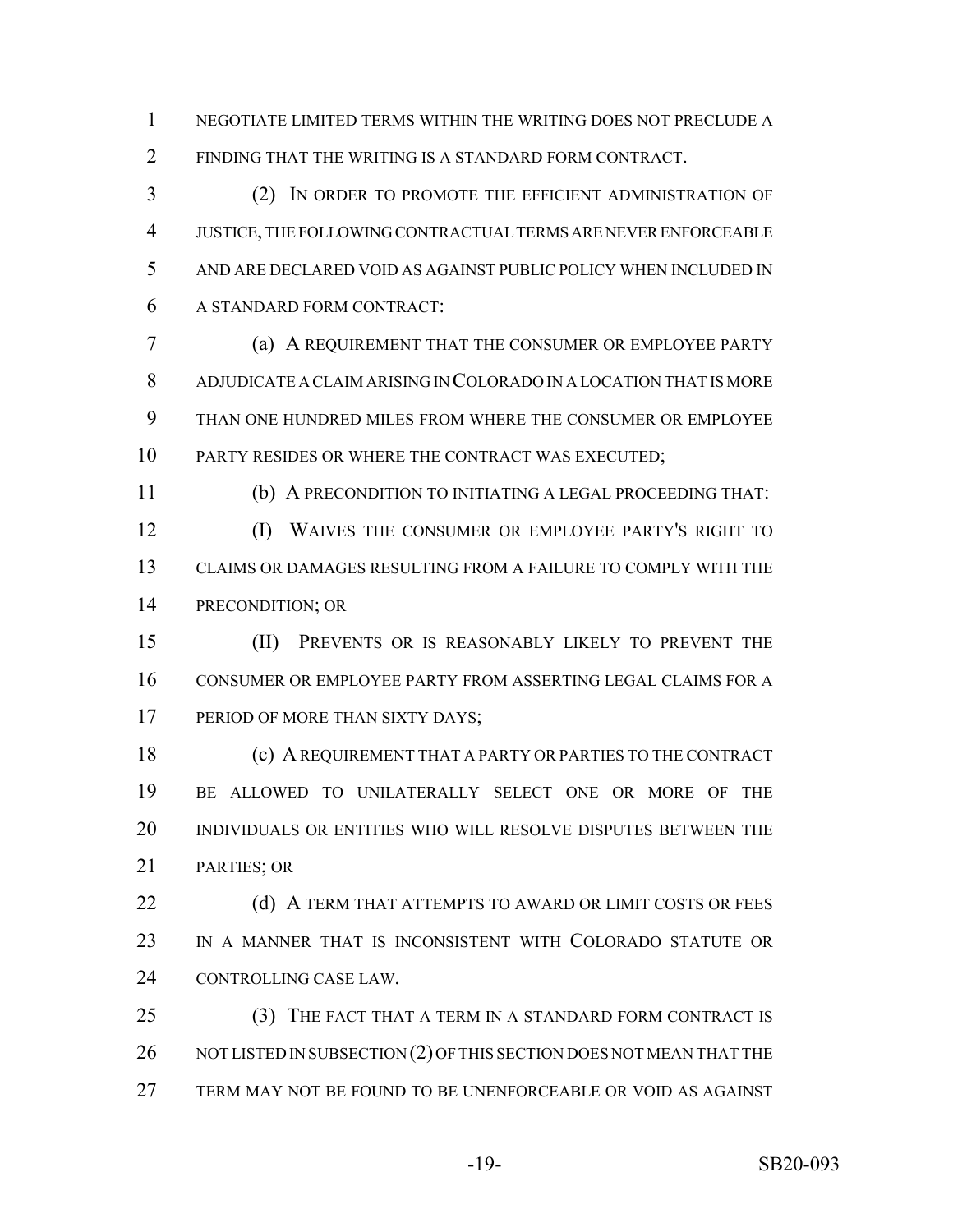NEGOTIATE LIMITED TERMS WITHIN THE WRITING DOES NOT PRECLUDE A FINDING THAT THE WRITING IS A STANDARD FORM CONTRACT.

(2) IN ORDER TO PROMOTE THE EFFICIENT ADMINISTRATION OF JUSTICE, THE FOLLOWING CONTRACTUAL TERMS ARE NEVER ENFORCEABLE AND ARE DECLARED VOID AS AGAINST PUBLIC POLICY WHEN INCLUDED IN A STANDARD FORM CONTRACT:

(a) A REQUIREMENT THAT THE CONSUMER OR EMPLOYEE PARTY ADJUDICATE A CLAIM ARISING IN COLORADO IN A LOCATION THAT IS MORE THAN ONE HUNDRED MILES FROM WHERE THE CONSUMER OR EMPLOYEE PARTY RESIDES OR WHERE THE CONTRACT WAS EXECUTED;

(b) A PRECONDITION TO INITIATING A LEGAL PROCEEDING THAT:

(I) WAIVES THE CONSUMER OR EMPLOYEE PARTY'S RIGHT TO CLAIMS OR DAMAGES RESULTING FROM A FAILURE TO COMPLY WITH THE PRECONDITION; OR

(II) PREVENTS OR IS REASONABLY LIKELY TO PREVENT THE CONSUMER OR EMPLOYEE PARTY FROM ASSERTING LEGAL CLAIMS FOR A PERIOD OF MORE THAN SIXTY DAYS;

(c) A REQUIREMENT THAT A PARTY OR PARTIES TO THE CONTRACT BE ALLOWED TO UNILATERALLY SELECT ONE OR MORE OF THE INDIVIDUALS OR ENTITIES WHO WILL RESOLVE DISPUTES BETWEEN THE PARTIES; OR

(d) A TERM THAT ATTEMPTS TO AWARD OR LIMIT COSTS OR FEES IN A MANNER THAT IS INCONSISTENT WITH COLORADO STATUTE OR CONTROLLING CASE LAW.

(3) THE FACT THAT A TERM IN A STANDARD FORM CONTRACT IS NOT LISTED IN SUBSECTION (2) OF THIS SECTION DOES NOT MEAN THAT THE TERM MAY NOT BE FOUND TO BE UNENFORCEABLE OR VOID AS AGAINST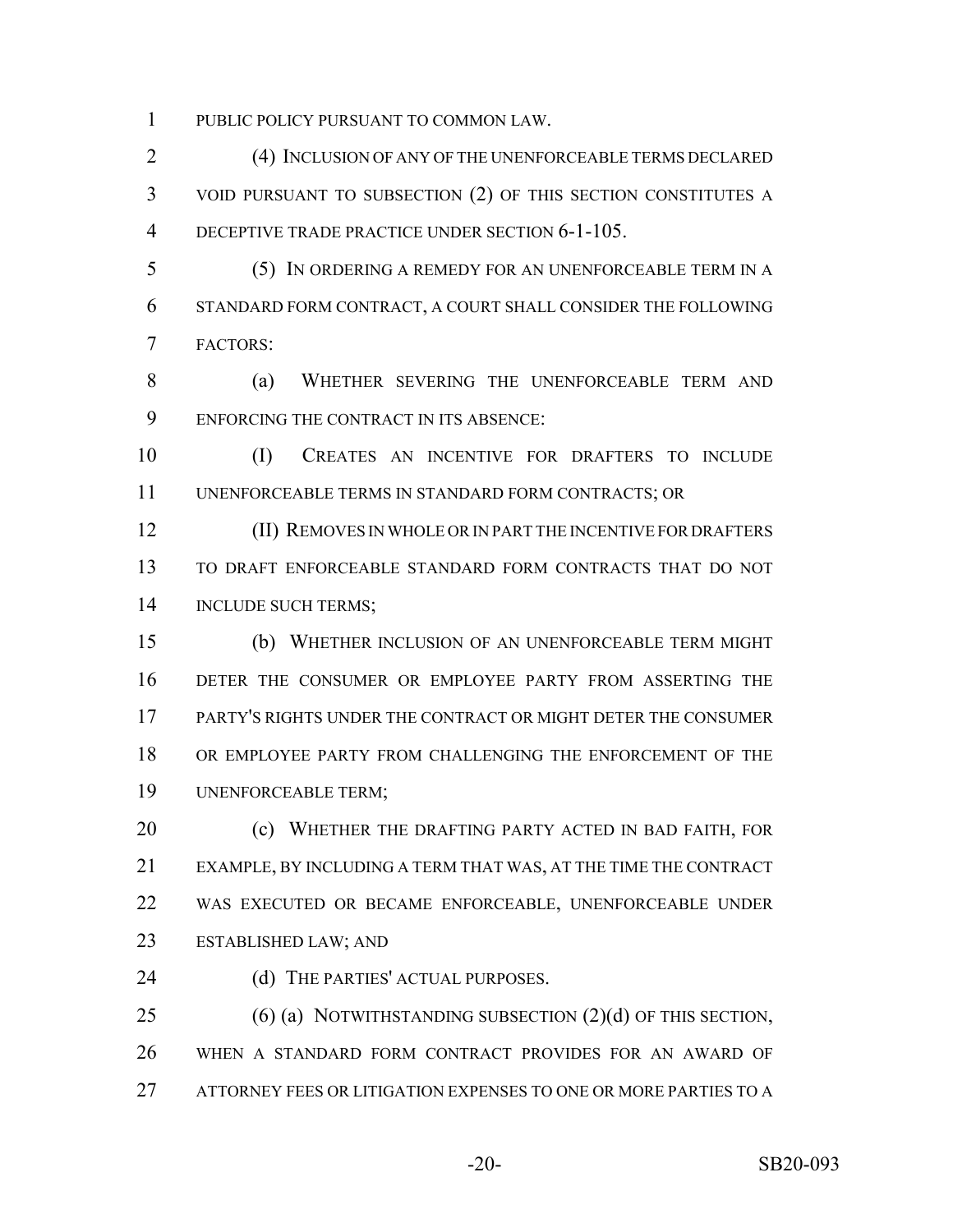PUBLIC POLICY PURSUANT TO COMMON LAW.

(4) INCLUSION OF ANY OF THE UNENFORCEABLE TERMS DECLARED VOID PURSUANT TO SUBSECTION (2) OF THIS SECTION CONSTITUTES A DECEPTIVE TRADE PRACTICE UNDER SECTION 6-1-105.

(5) IN ORDERING A REMEDY FOR AN UNENFORCEABLE TERM IN A STANDARD FORM CONTRACT, A COURT SHALL CONSIDER THE FOLLOWING FACTORS:

(a) WHETHER SEVERING THE UNENFORCEABLE TERM AND ENFORCING THE CONTRACT IN ITS ABSENCE:

(I) CREATES AN INCENTIVE FOR DRAFTERS TO INCLUDE UNENFORCEABLE TERMS IN STANDARD FORM CONTRACTS; OR

(II) REMOVES IN WHOLE OR IN PART THE INCENTIVE FOR DRAFTERS TO DRAFT ENFORCEABLE STANDARD FORM CONTRACTS THAT DO NOT INCLUDE SUCH TERMS;

(b) WHETHER INCLUSION OF AN UNENFORCEABLE TERM MIGHT DETER THE CONSUMER OR EMPLOYEE PARTY FROM ASSERTING THE PARTY'S RIGHTS UNDER THE CONTRACT OR MIGHT DETER THE CONSUMER OR EMPLOYEE PARTY FROM CHALLENGING THE ENFORCEMENT OF THE UNENFORCEABLE TERM;

(c) WHETHER THE DRAFTING PARTY ACTED IN BAD FAITH, FOR EXAMPLE, BY INCLUDING A TERM THAT WAS, AT THE TIME THE CONTRACT WAS EXECUTED OR BECAME ENFORCEABLE, UNENFORCEABLE UNDER ESTABLISHED LAW; AND

(d) THE PARTIES' ACTUAL PURPOSES.

(6) (a) NOTWITHSTANDING SUBSECTION (2)(d) OF THIS SECTION, WHEN A STANDARD FORM CONTRACT PROVIDES FOR AN AWARD OF ATTORNEY FEES OR LITIGATION EXPENSES TO ONE OR MORE PARTIES TO A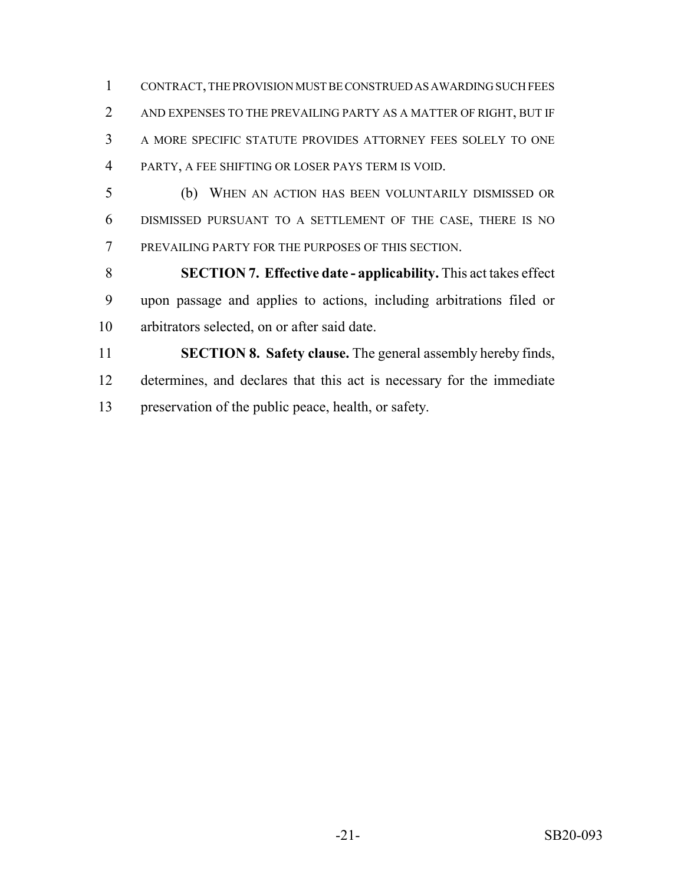CONTRACT, THE PROVISION MUST BE CONSTRUED AS AWARDING SUCH FEES AND EXPENSES TO THE PREVAILING PARTY AS A MATTER OF RIGHT, BUT IF A MORE SPECIFIC STATUTE PROVIDES ATTORNEY FEES SOLELY TO ONE PARTY, A FEE SHIFTING OR LOSER PAYS TERM IS VOID.

(b) WHEN AN ACTION HAS BEEN VOLUNTARILY DISMISSED OR DISMISSED PURSUANT TO A SETTLEMENT OF THE CASE, THERE IS NO PREVAILING PARTY FOR THE PURPOSES OF THIS SECTION.

**SECTION 7. Effective date - applicability.** This act takes effect upon passage and applies to actions, including arbitrations filed or arbitrators selected, on or after said date.

**SECTION 8. Safety clause.** The general assembly hereby finds, determines, and declares that this act is necessary for the immediate preservation of the public peace, health, or safety.